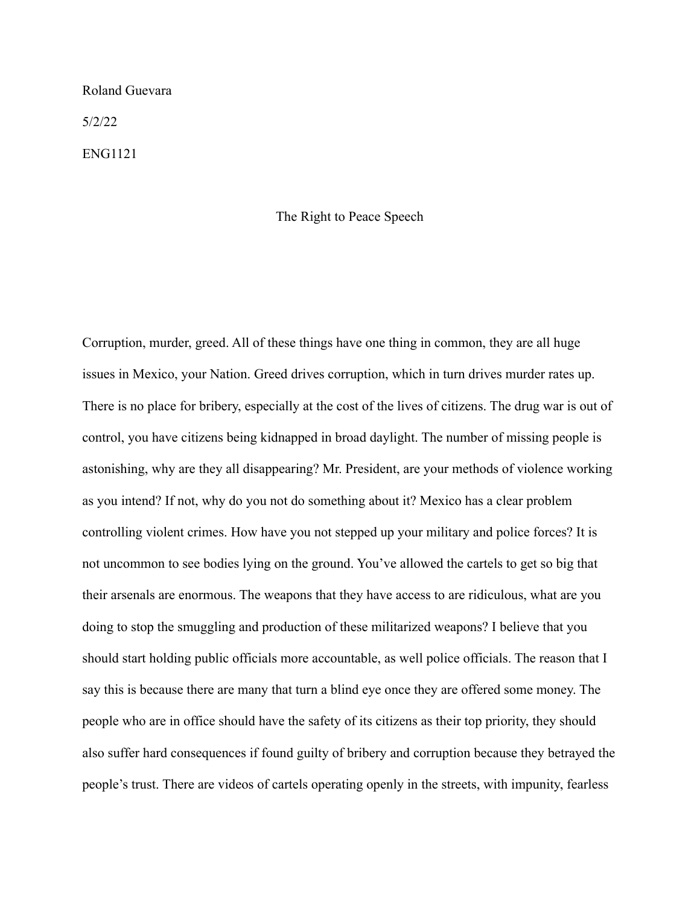Roland Guevara

5/2/22

ENG1121

# The Right to Peace Speech

Corruption, murder, greed. All of these things have one thing in common, they are all huge issues in Mexico, your Nation. Greed drives corruption, which in turn drives murder rates up. There is no place for bribery, especially at the cost of the lives of citizens. The drug war is out of control, you have citizens being kidnapped in broad daylight. The number of missing people is astonishing, why are they all disappearing? Mr. President, are your methods of violence working as you intend? If not, why do you not do something about it? Mexico has a clear problem controlling violent crimes. How have you not stepped up your military and police forces? It is not uncommon to see bodies lying on the ground. You've allowed the cartels to get so big that their arsenals are enormous. The weapons that they have access to are ridiculous, what are you doing to stop the smuggling and production of these militarized weapons? I believe that you should start holding public officials more accountable, as well police officials. The reason that I say this is because there are many that turn a blind eye once they are offered some money. The people who are in office should have the safety of its citizens as their top priority, they should also suffer hard consequences if found guilty of bribery and corruption because they betrayed the people's trust. There are videos of cartels operating openly in the streets, with impunity, fearless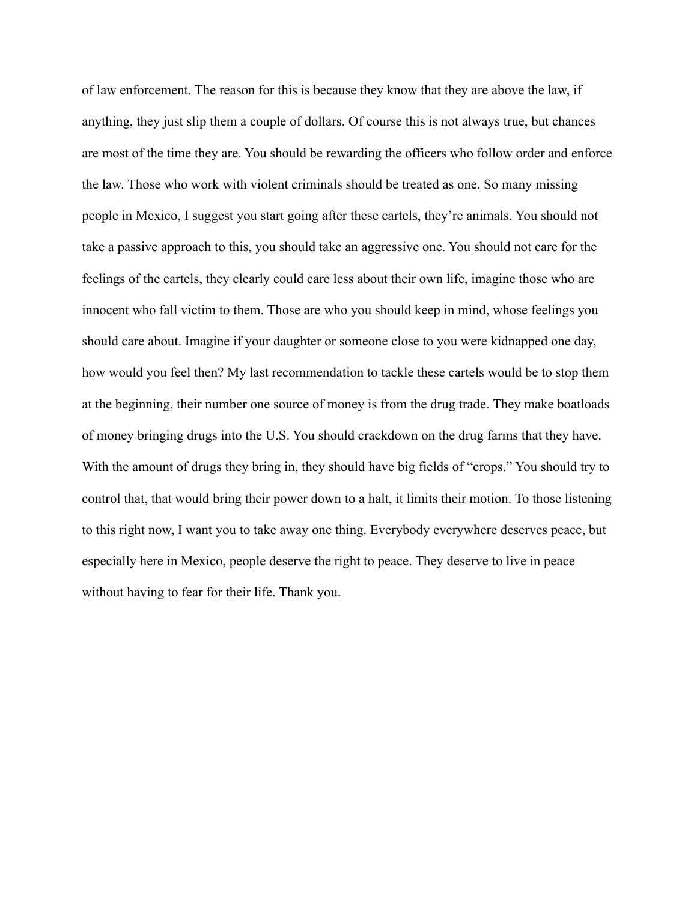of law enforcement. The reason for this is because they know that they are above the law, if anything, they just slip them a couple of dollars. Of course this is not always true, but chances are most of the time they are. You should be rewarding the officers who follow order and enforce the law. Those who work with violent criminals should be treated as one. So many missing people in Mexico, I suggest you start going after these cartels, they're animals. You should not take a passive approach to this, you should take an aggressive one. You should not care for the feelings of the cartels, they clearly could care less about their own life, imagine those who are innocent who fall victim to them. Those are who you should keep in mind, whose feelings you should care about. Imagine if your daughter or someone close to you were kidnapped one day, how would you feel then? My last recommendation to tackle these cartels would be to stop them at the beginning, their number one source of money is from the drug trade. They make boatloads of money bringing drugs into the U.S. You should crackdown on the drug farms that they have. With the amount of drugs they bring in, they should have big fields of "crops." You should try to control that, that would bring their power down to a halt, it limits their motion. To those listening to this right now, I want you to take away one thing. Everybody everywhere deserves peace, but especially here in Mexico, people deserve the right to peace. They deserve to live in peace without having to fear for their life. Thank you.